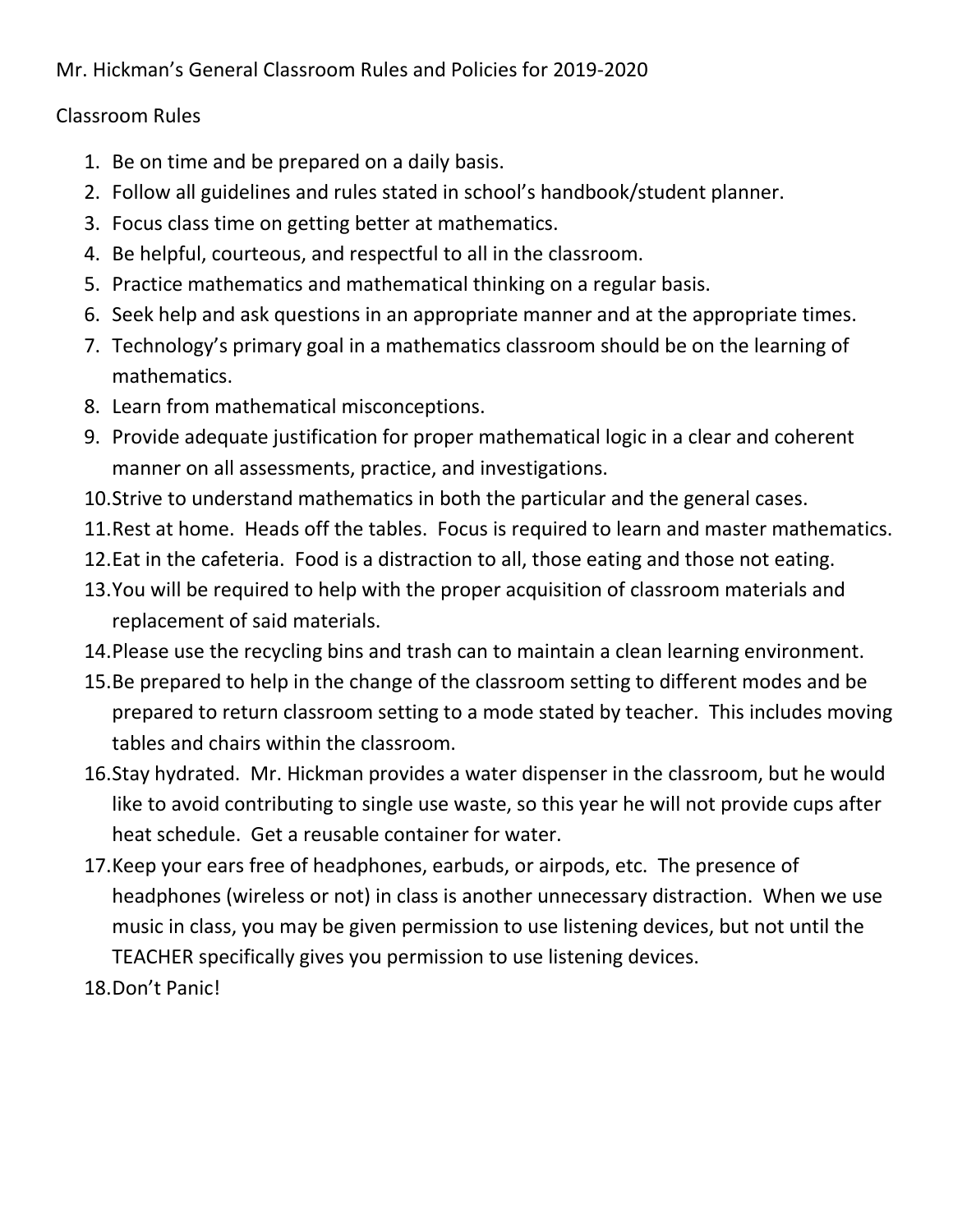# Mr. Hickman's General Classroom Rules and Policies for 2019-2020

## Classroom Rules

1. Be on time and be prepared on a daily basis.
2. Follow all guidelines and rules stated in school's handbook/student planner.
3. Focus class time on getting better at mathematics.
4. Be helpful, courteous, and respectful to all in the classroom.
5. Practice mathematics and mathematical thinking on a regular basis.
6. Seek help and ask questions in an appropriate manner and at the appropriate times.
7. Technology's primary goal in a mathematics classroom should be on the learning of mathematics.
8. Learn from mathematical misconceptions.
9. Provide adequate justification for proper mathematical logic in a clear and coherent manner on all assessments, practice, and investigations.
10. Strive to understand mathematics in both the particular and the general cases.
11. Rest at home. Heads off the tables. Focus is required to learn and master mathematics.
12. Eat in the cafeteria. Food is a distraction to all, those eating and those not eating.
13. You will be required to help with the proper acquisition of classroom materials and replacement of said materials.
14. Please use the recycling bins and trash can to maintain a clean learning environment.
15. Be prepared to help in the change of the classroom setting to different modes and be prepared to return classroom setting to a mode stated by teacher. This includes moving tables and chairs within the classroom.
16. Stay hydrated. Mr. Hickman provides a water dispenser in the classroom, but he would like to avoid contributing to single use waste, so this year he will not provide cups after heat schedule. Get a reusable container for water.
17. Keep your ears free of headphones, earbuds, or airpods, etc. The presence of headphones (wireless or not) in class is another unnecessary distraction. When we use music in class, you may be given permission to use listening devices, but not until the TEACHER specifically gives you permission to use listening devices.
18. Don't Panic!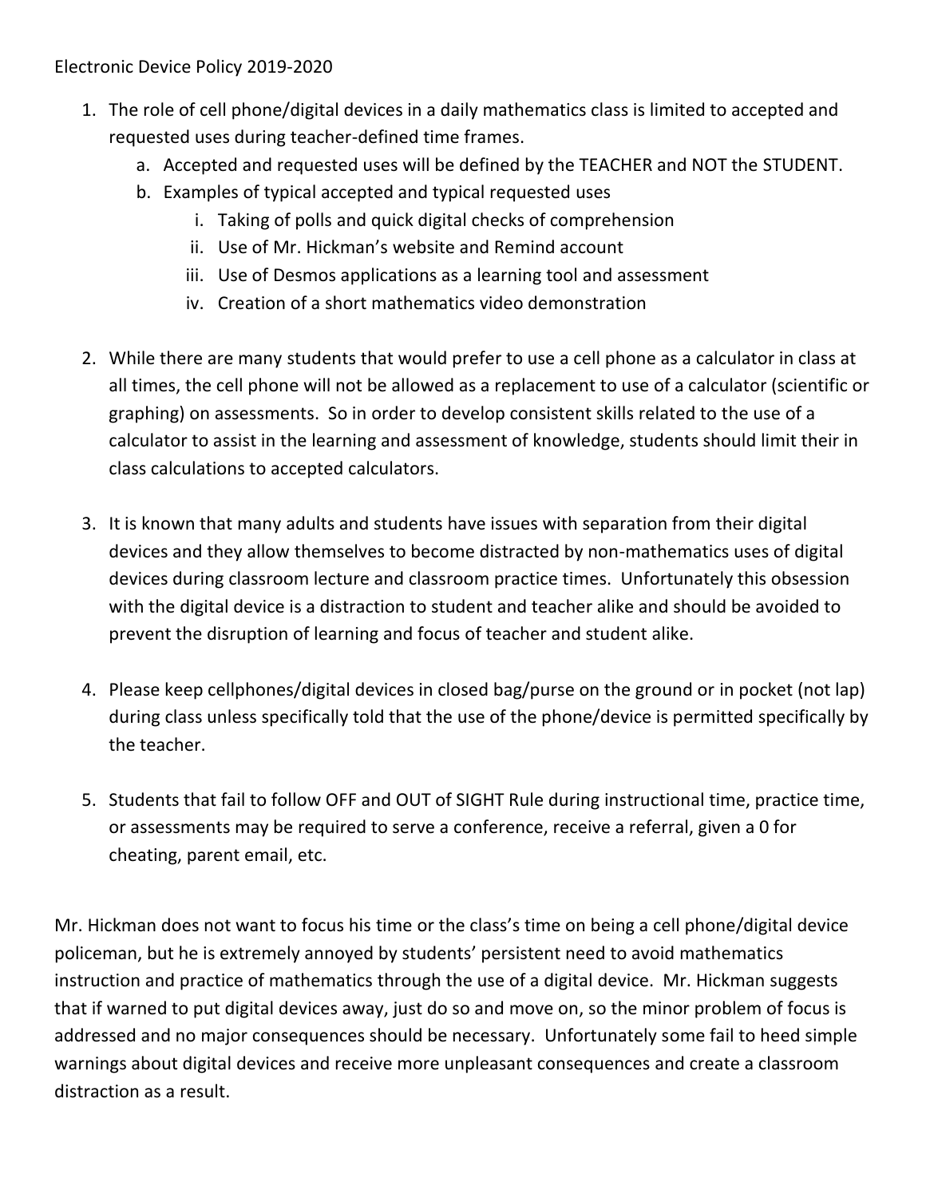Electronic Device Policy 2019-2020

1. The role of cell phone/digital devices in a daily mathematics class is limited to accepted and requested uses during teacher-defined time frames.
   a. Accepted and requested uses will be defined by the TEACHER and NOT the STUDENT.
   b. Examples of typical accepted and typical requested uses
      i. Taking of polls and quick digital checks of comprehension
      ii. Use of Mr. Hickman's website and Remind account
      iii. Use of Desmos applications as a learning tool and assessment
      iv. Creation of a short mathematics video demonstration

2. While there are many students that would prefer to use a cell phone as a calculator in class at all times, the cell phone will not be allowed as a replacement to use of a calculator (scientific or graphing) on assessments. So in order to develop consistent skills related to the use of a calculator to assist in the learning and assessment of knowledge, students should limit their in class calculations to accepted calculators.

3. It is known that many adults and students have issues with separation from their digital devices and they allow themselves to become distracted by non-mathematics uses of digital devices during classroom lecture and classroom practice times. Unfortunately this obsession with the digital device is a distraction to student and teacher alike and should be avoided to prevent the disruption of learning and focus of teacher and student alike.

4. Please keep cellphones/digital devices in closed bag/purse on the ground or in pocket (not lap) during class unless specifically told that the use of the phone/device is permitted specifically by the teacher.

5. Students that fail to follow OFF and OUT of SIGHT Rule during instructional time, practice time, or assessments may be required to serve a conference, receive a referral, given a 0 for cheating, parent email, etc.

Mr. Hickman does not want to focus his time or the class's time on being a cell phone/digital device policeman, but he is extremely annoyed by students' persistent need to avoid mathematics instruction and practice of mathematics through the use of a digital device. Mr. Hickman suggests that if warned to put digital devices away, just do so and move on, so the minor problem of focus is addressed and no major consequences should be necessary. Unfortunately some fail to heed simple warnings about digital devices and receive more unpleasant consequences and create a classroom distraction as a result.